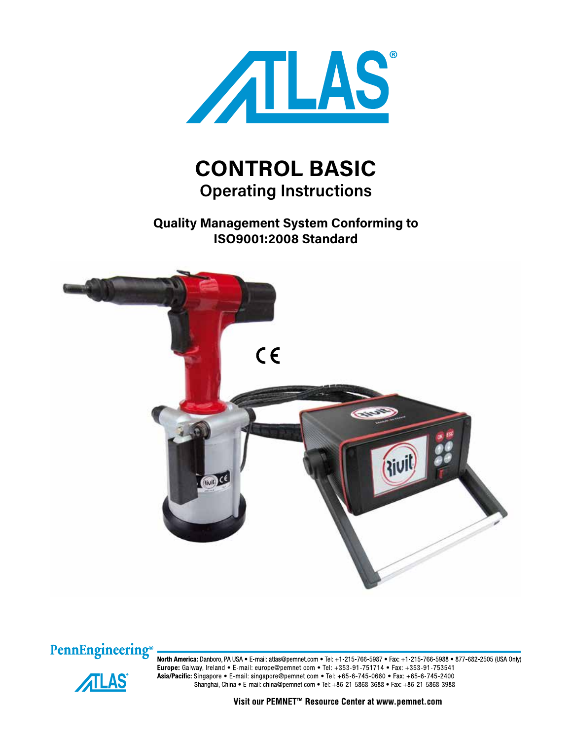# ATLAS®

# CONTROL BASIC
## Operating Instructions

**Quality Management System Conforming to ISO9001:2008 Standard**

PennEngineering®

**North America:** Danboro, PA USA • E-mail: atlas@pemnet.com • Tel: +1-215-766-5987 • Fax: +1-215-766-5988 • 877-682-2505 (USA Only)
**Europe:** Galway, Ireland • E-mail: europe@pemnet.com • Tel: +353-91-751714 • Fax: +353-91-753541
**Asia/Pacific:** Singapore • E-mail: singapore@pemnet.com • Tel: +65-6-745-0660 • Fax: +65-6-745-2400
Shanghai, China • E-mail: china@pemnet.com • Tel: +86-21-5868-3688 • Fax: +86-21-5868-3988

Visit our PEMNET™ Resource Center at www.pemnet.com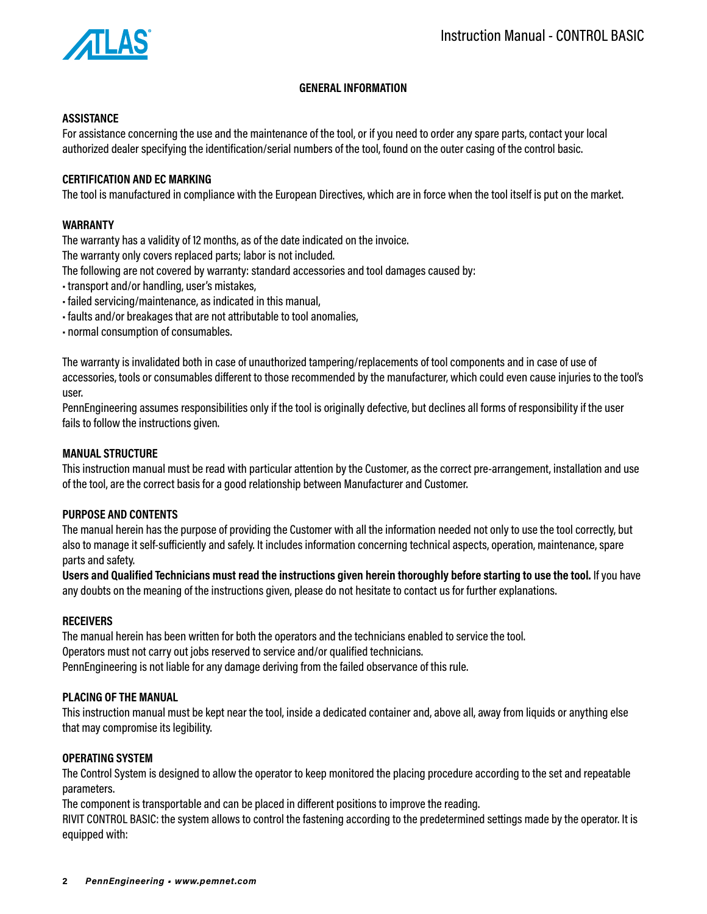## GENERAL INFORMATION

### ASSISTANCE

For assistance concerning the use and the maintenance of the tool, or if you need to order any spare parts, contact your local authorized dealer specifying the identification/serial numbers of the tool, found on the outer casing of the control basic.

### CERTIFICATION AND EC MARKING

The tool is manufactured in compliance with the European Directives, which are in force when the tool itself is put on the market.

### WARRANTY

The warranty has a validity of 12 months, as of the date indicated on the invoice.
The warranty only covers replaced parts; labor is not included.
The following are not covered by warranty: standard accessories and tool damages caused by:

- transport and/or handling, user's mistakes,
- failed servicing/maintenance, as indicated in this manual,
- faults and/or breakages that are not attributable to tool anomalies,
- normal consumption of consumables.

The warranty is invalidated both in case of unauthorized tampering/replacements of tool components and in case of use of accessories, tools or consumables different to those recommended by the manufacturer, which could even cause injuries to the tool's user.
PennEngineering assumes responsibilities only if the tool is originally defective, but declines all forms of responsibility if the user fails to follow the instructions given.

### MANUAL STRUCTURE

This instruction manual must be read with particular attention by the Customer, as the correct pre-arrangement, installation and use of the tool, are the correct basis for a good relationship between Manufacturer and Customer.

### PURPOSE AND CONTENTS

The manual herein has the purpose of providing the Customer with all the information needed not only to use the tool correctly, but also to manage it self-sufficiently and safely. It includes information concerning technical aspects, operation, maintenance, spare parts and safety.
**Users and Qualified Technicians must read the instructions given herein thoroughly before starting to use the tool.** If you have any doubts on the meaning of the instructions given, please do not hesitate to contact us for further explanations.

### RECEIVERS

The manual herein has been written for both the operators and the technicians enabled to service the tool.
Operators must not carry out jobs reserved to service and/or qualified technicians.
PennEngineering is not liable for any damage deriving from the failed observance of this rule.

### PLACING OF THE MANUAL

This instruction manual must be kept near the tool, inside a dedicated container and, above all, away from liquids or anything else that may compromise its legibility.

### OPERATING SYSTEM

The Control System is designed to allow the operator to keep monitored the placing procedure according to the set and repeatable parameters.
The component is transportable and can be placed in different positions to improve the reading.
RIVIT CONTROL BASIC: the system allows to control the fastening according to the predetermined settings made by the operator. It is equipped with: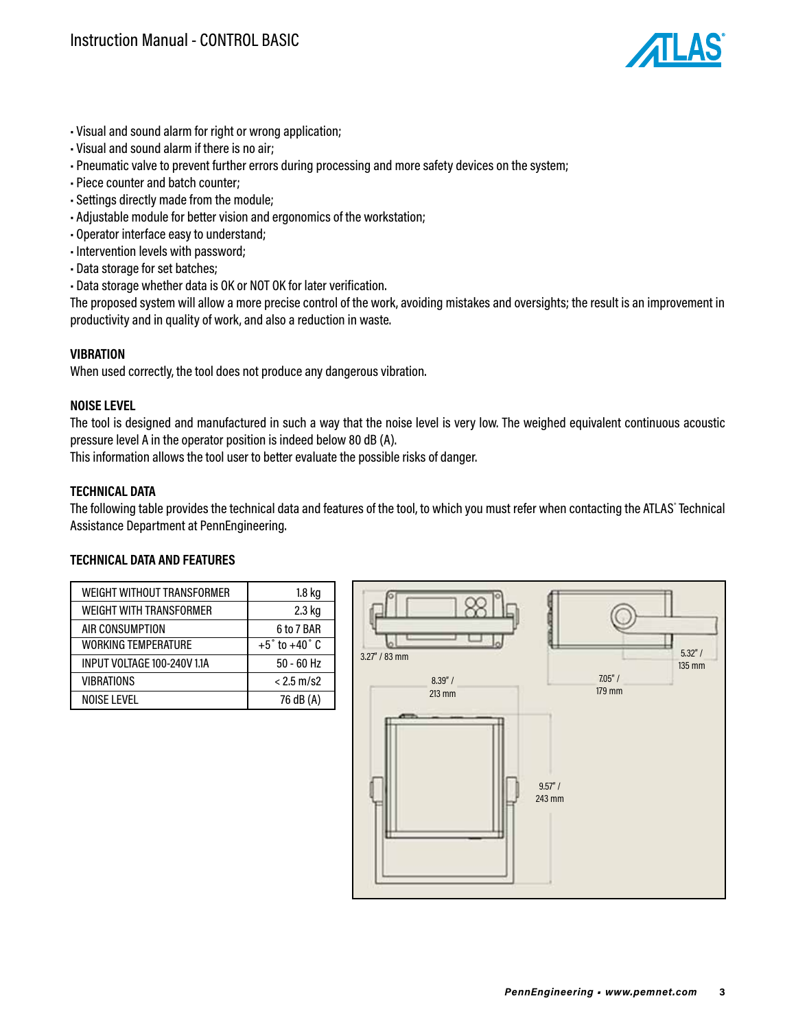- Visual and sound alarm for right or wrong application;
- Visual and sound alarm if there is no air;
- Pneumatic valve to prevent further errors during processing and more safety devices on the system;
- Piece counter and batch counter;
- Settings directly made from the module;
- Adjustable module for better vision and ergonomics of the workstation;
- Operator interface easy to understand;
- Intervention levels with password;
- Data storage for set batches;
- Data storage whether data is OK or NOT OK for later verification.

The proposed system will allow a more precise control of the work, avoiding mistakes and oversights; the result is an improvement in productivity and in quality of work, and also a reduction in waste.

### VIBRATION

When used correctly, the tool does not produce any dangerous vibration.

### NOISE LEVEL

The tool is designed and manufactured in such a way that the noise level is very low. The weighed equivalent continuous acoustic pressure level A in the operator position is indeed below 80 dB (A).
This information allows the tool user to better evaluate the possible risks of danger.

### TECHNICAL DATA

The following table provides the technical data and features of the tool, to which you must refer when contacting the ATLAS® Technical Assistance Department at PennEngineering.

### TECHNICAL DATA AND FEATURES

| | |
|---|---|
| WEIGHT WITHOUT TRANSFORMER | 1.8 kg |
| WEIGHT WITH TRANSFORMER | 2.3 kg |
| AIR CONSUMPTION | 6 to 7 BAR |
| WORKING TEMPERATURE | +5° to +40° C |
| INPUT VOLTAGE 100-240V 1.1A | 50 - 60 Hz |
| VIBRATIONS | < 2.5 m/s2 |
| NOISE LEVEL | 76 dB (A) |

3.27" / 83 mm

8.39" / 213 mm

7.05" / 179 mm

5.32" / 135 mm

9.57" / 243 mm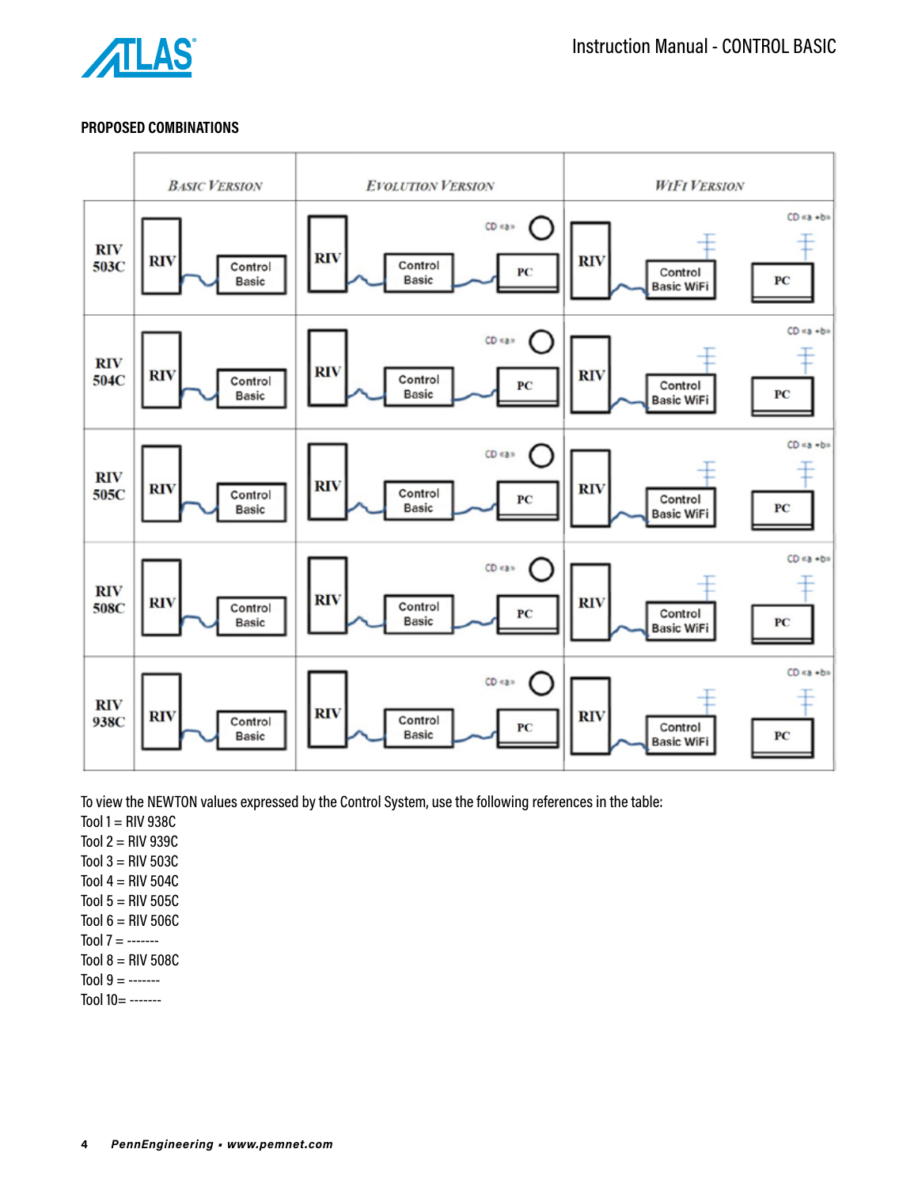**PROPOSED COMBINATIONS**

| | BASIC VERSION | EVOLUTION VERSION | WIFI VERSION |
|---|---|---|---|
| RIV 503C | RIV — Control Basic | RIV — Control Basic — PC, CD «a» | RIV — Control Basic WiFi, PC, CD «a «b» |
| RIV 504C | RIV — Control Basic | RIV — Control Basic — PC, CD «a» | RIV — Control Basic WiFi, PC, CD «a «b» |
| RIV 505C | RIV — Control Basic | RIV — Control Basic — PC, CD «a» | RIV — Control Basic WiFi, PC, CD «a «b» |
| RIV 508C | RIV — Control Basic | RIV — Control Basic — PC, CD «a» | RIV — Control Basic WiFi, PC, CD «a «b» |
| RIV 938C | RIV — Control Basic | RIV — Control Basic — PC, CD «a» | RIV — Control Basic WiFi, PC, CD «a «b» |

To view the NEWTON values expressed by the Control System, use the following references in the table:

Tool 1 = RIV 938C
Tool 2 = RIV 939C
Tool 3 = RIV 503C
Tool 4 = RIV 504C
Tool 5 = RIV 505C
Tool 6 = RIV 506C
Tool 7 = -------
Tool 8 = RIV 508C
Tool 9 = -------
Tool 10= -------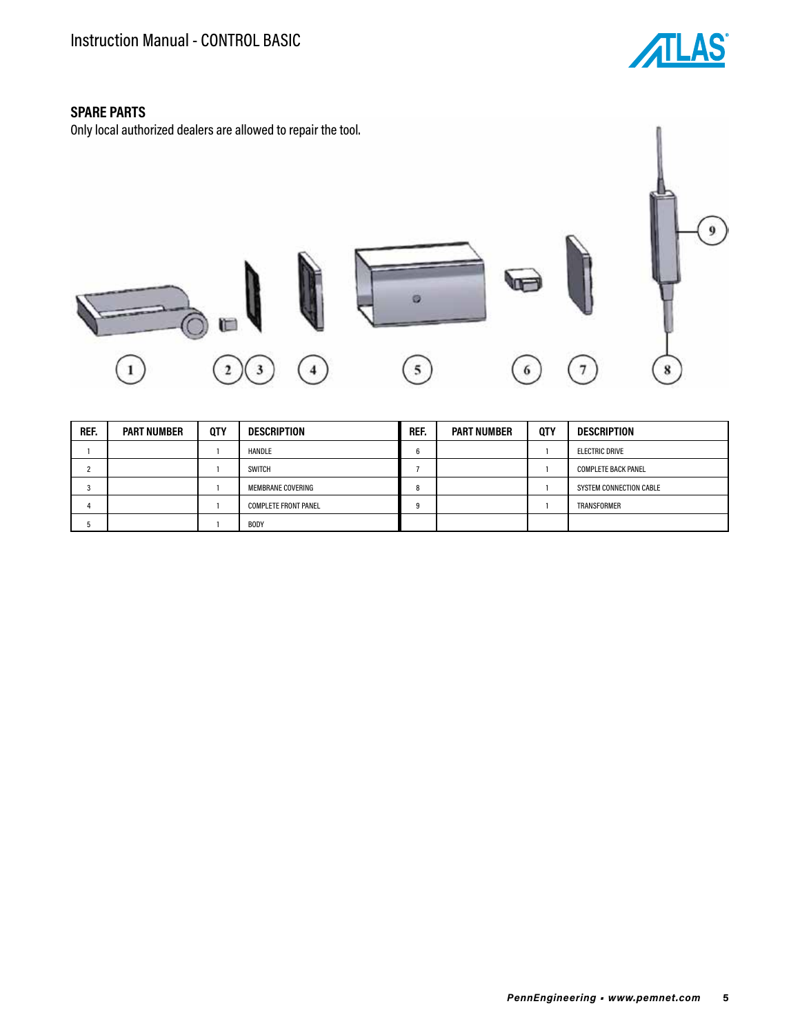## SPARE PARTS

Only local authorized dealers are allowed to repair the tool.

| REF. | PART NUMBER | QTY | DESCRIPTION | REF. | PART NUMBER | QTY | DESCRIPTION |
|---|---|---|---|---|---|---|---|
| 1 | | 1 | HANDLE | 6 | | 1 | ELECTRIC DRIVE |
| 2 | | 1 | SWITCH | 7 | | 1 | COMPLETE BACK PANEL |
| 3 | | 1 | MEMBRANE COVERING | 8 | | 1 | SYSTEM CONNECTION CABLE |
| 4 | | 1 | COMPLETE FRONT PANEL | 9 | | 1 | TRANSFORMER |
| 5 | | 1 | BODY | | | | |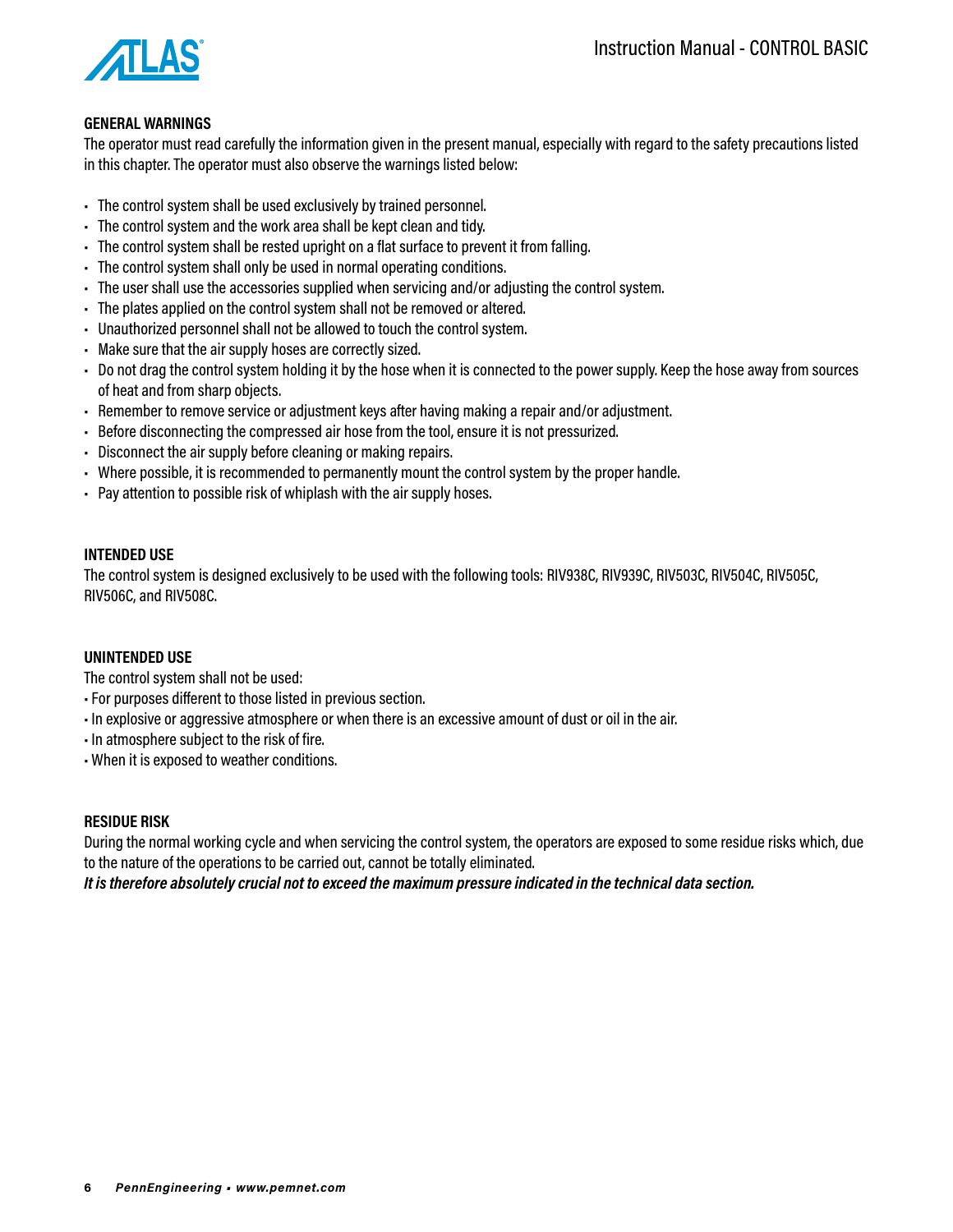## GENERAL WARNINGS

The operator must read carefully the information given in the present manual, especially with regard to the safety precautions listed in this chapter. The operator must also observe the warnings listed below:

- The control system shall be used exclusively by trained personnel.
- The control system and the work area shall be kept clean and tidy.
- The control system shall be rested upright on a flat surface to prevent it from falling.
- The control system shall only be used in normal operating conditions.
- The user shall use the accessories supplied when servicing and/or adjusting the control system.
- The plates applied on the control system shall not be removed or altered.
- Unauthorized personnel shall not be allowed to touch the control system.
- Make sure that the air supply hoses are correctly sized.
- Do not drag the control system holding it by the hose when it is connected to the power supply. Keep the hose away from sources of heat and from sharp objects.
- Remember to remove service or adjustment keys after having making a repair and/or adjustment.
- Before disconnecting the compressed air hose from the tool, ensure it is not pressurized.
- Disconnect the air supply before cleaning or making repairs.
- Where possible, it is recommended to permanently mount the control system by the proper handle.
- Pay attention to possible risk of whiplash with the air supply hoses.

## INTENDED USE

The control system is designed exclusively to be used with the following tools: RIV938C, RIV939C, RIV503C, RIV504C, RIV505C, RIV506C, and RIV508C.

## UNINTENDED USE

The control system shall not be used:

- For purposes different to those listed in previous section.
- In explosive or aggressive atmosphere or when there is an excessive amount of dust or oil in the air.
- In atmosphere subject to the risk of fire.
- When it is exposed to weather conditions.

## RESIDUE RISK

During the normal working cycle and when servicing the control system, the operators are exposed to some residue risks which, due to the nature of the operations to be carried out, cannot be totally eliminated.

***It is therefore absolutely crucial not to exceed the maximum pressure indicated in the technical data section.***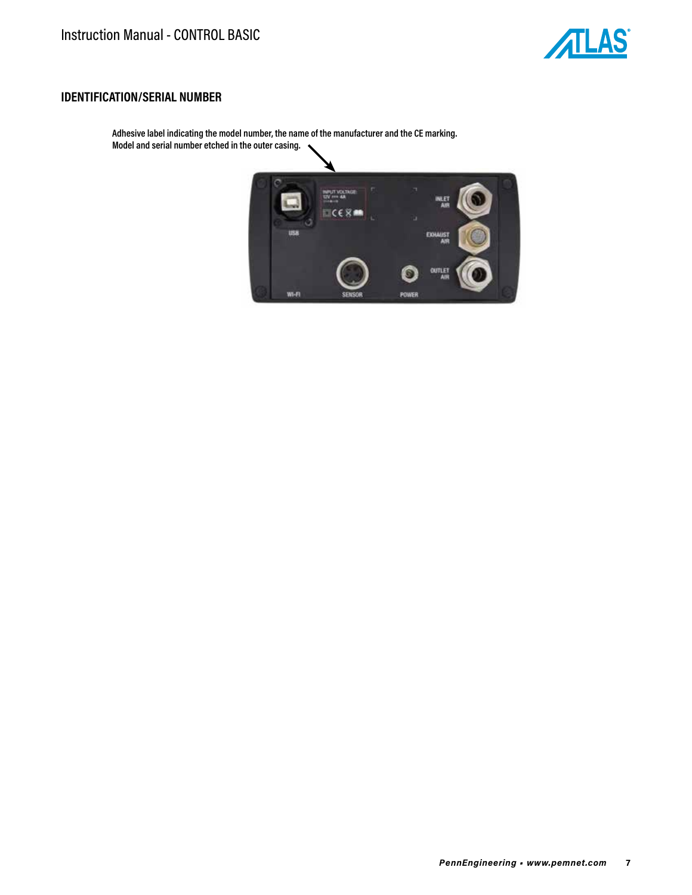## IDENTIFICATION/SERIAL NUMBER

**Adhesive label indicating the model number, the name of the manufacturer and the CE marking.**
**Model and serial number etched in the outer casing.**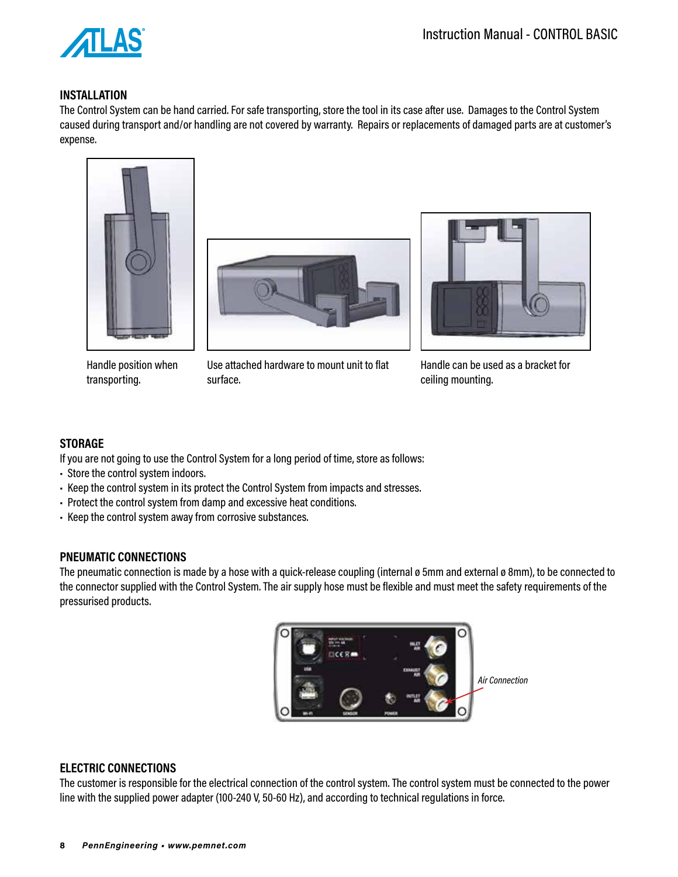## INSTALLATION

The Control System can be hand carried. For safe transporting, store the tool in its case after use. Damages to the Control System caused during transport and/or handling are not covered by warranty. Repairs or replacements of damaged parts are at customer's expense.

Handle position when transporting.

Use attached hardware to mount unit to flat surface.

Handle can be used as a bracket for ceiling mounting.

## STORAGE

If you are not going to use the Control System for a long period of time, store as follows:

- Store the control system indoors.
- Keep the control system in its protect the Control System from impacts and stresses.
- Protect the control system from damp and excessive heat conditions.
- Keep the control system away from corrosive substances.

## PNEUMATIC CONNECTIONS

The pneumatic connection is made by a hose with a quick-release coupling (internal ø 5mm and external ø 8mm), to be connected to the connector supplied with the Control System. The air supply hose must be flexible and must meet the safety requirements of the pressurised products.

*Air Connection*

## ELECTRIC CONNECTIONS

The customer is responsible for the electrical connection of the control system. The control system must be connected to the power line with the supplied power adapter (100-240 V, 50-60 Hz), and according to technical regulations in force.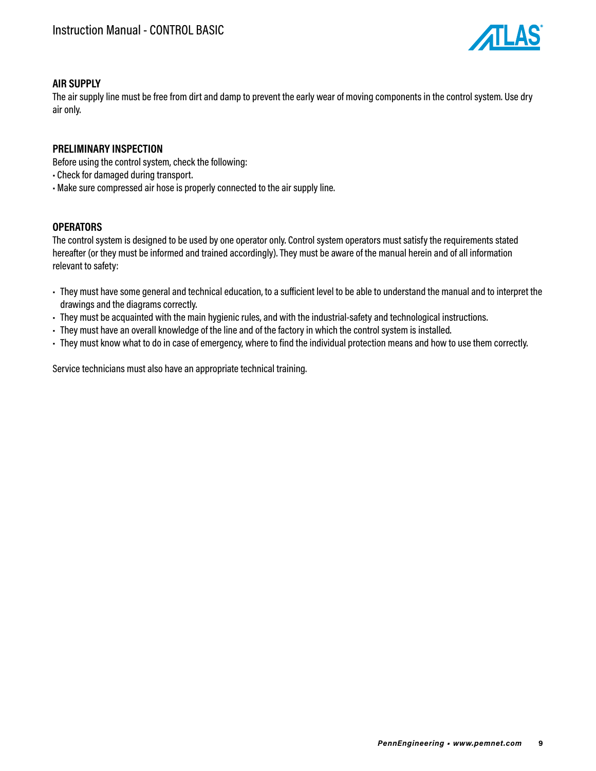## AIR SUPPLY

The air supply line must be free from dirt and damp to prevent the early wear of moving components in the control system. Use dry air only.

## PRELIMINARY INSPECTION

Before using the control system, check the following:

- Check for damaged during transport.
- Make sure compressed air hose is properly connected to the air supply line.

## OPERATORS

The control system is designed to be used by one operator only. Control system operators must satisfy the requirements stated hereafter (or they must be informed and trained accordingly). They must be aware of the manual herein and of all information relevant to safety:

- They must have some general and technical education, to a sufficient level to be able to understand the manual and to interpret the drawings and the diagrams correctly.
- They must be acquainted with the main hygienic rules, and with the industrial-safety and technological instructions.
- They must have an overall knowledge of the line and of the factory in which the control system is installed.
- They must know what to do in case of emergency, where to find the individual protection means and how to use them correctly.

Service technicians must also have an appropriate technical training.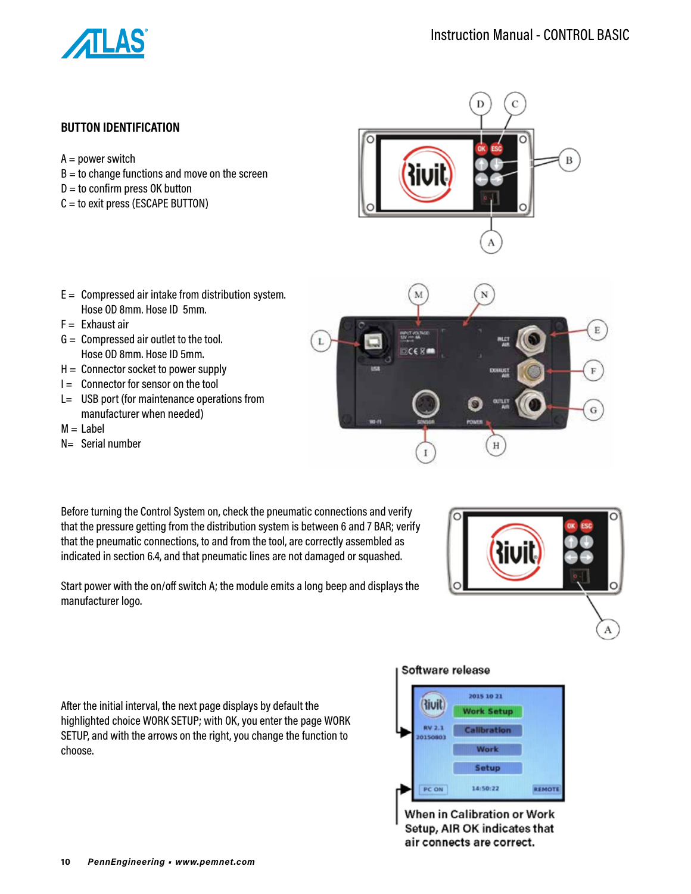## BUTTON IDENTIFICATION

A = power switch
B = to change functions and move on the screen
D = to confirm press OK button
C = to exit press (ESCAPE BUTTON)

E = Compressed air intake from distribution system. Hose OD 8mm. Hose ID 5mm.
F = Exhaust air
G = Compressed air outlet to the tool. Hose OD 8mm. Hose ID 5mm.
H = Connector socket to power supply
I = Connector for sensor on the tool
L= USB port (for maintenance operations from manufacturer when needed)
M = Label
N= Serial number

Before turning the Control System on, check the pneumatic connections and verify that the pressure getting from the distribution system is between 6 and 7 BAR; verify that the pneumatic connections, to and from the tool, are correctly assembled as indicated in section 6.4, and that pneumatic lines are not damaged or squashed.

Start power with the on/off switch A; the module emits a long beep and displays the manufacturer logo.

After the initial interval, the next page displays by default the highlighted choice WORK SETUP; with OK, you enter the page WORK SETUP, and with the arrows on the right, you change the function to choose.

Software release

When in Calibration or Work Setup, AIR OK indicates that air connects are correct.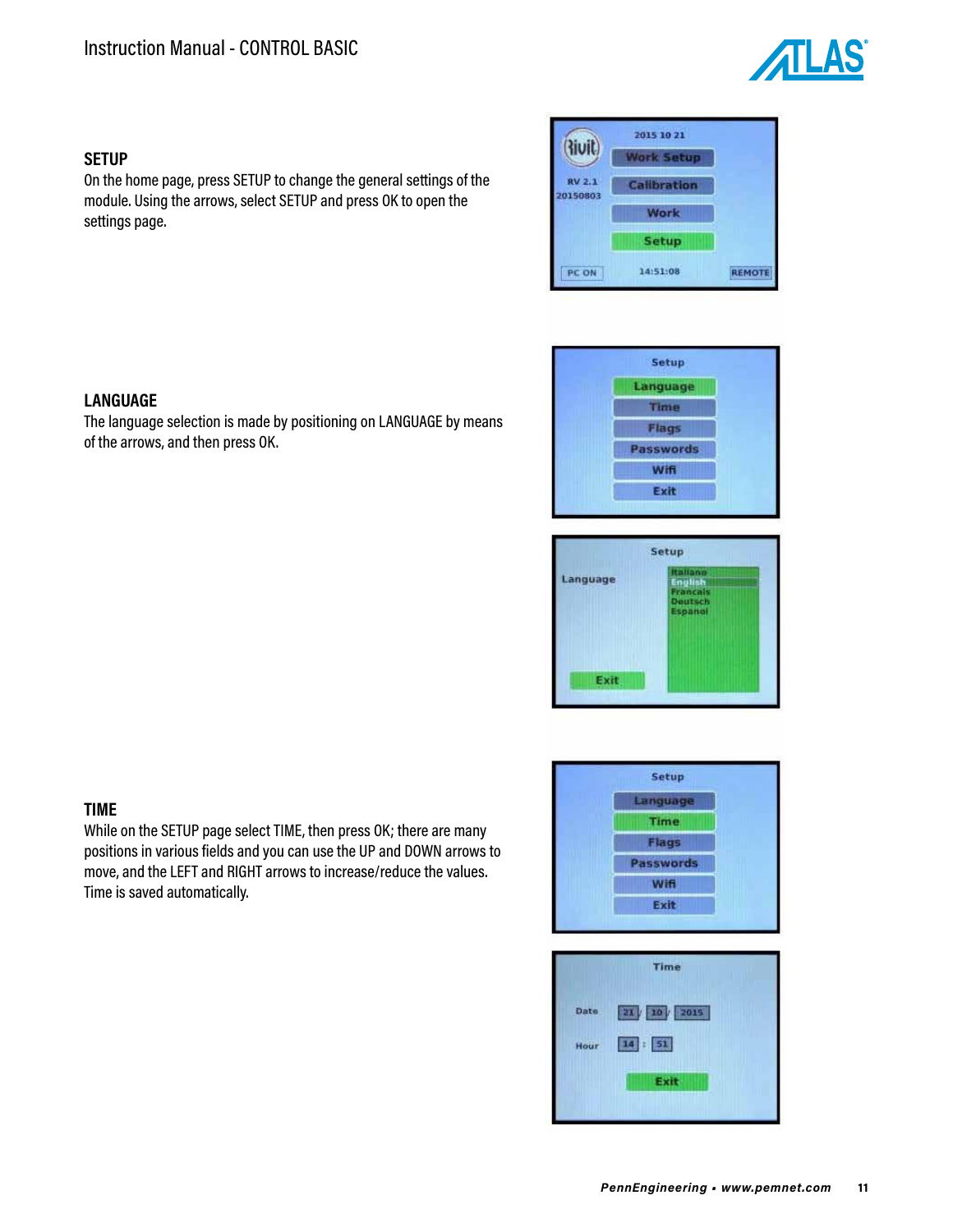## SETUP

On the home page, press SETUP to change the general settings of the module. Using the arrows, select SETUP and press OK to open the settings page.

## LANGUAGE

The language selection is made by positioning on LANGUAGE by means of the arrows, and then press OK.

## TIME

While on the SETUP page select TIME, then press OK; there are many positions in various fields and you can use the UP and DOWN arrows to move, and the LEFT and RIGHT arrows to increase/reduce the values. Time is saved automatically.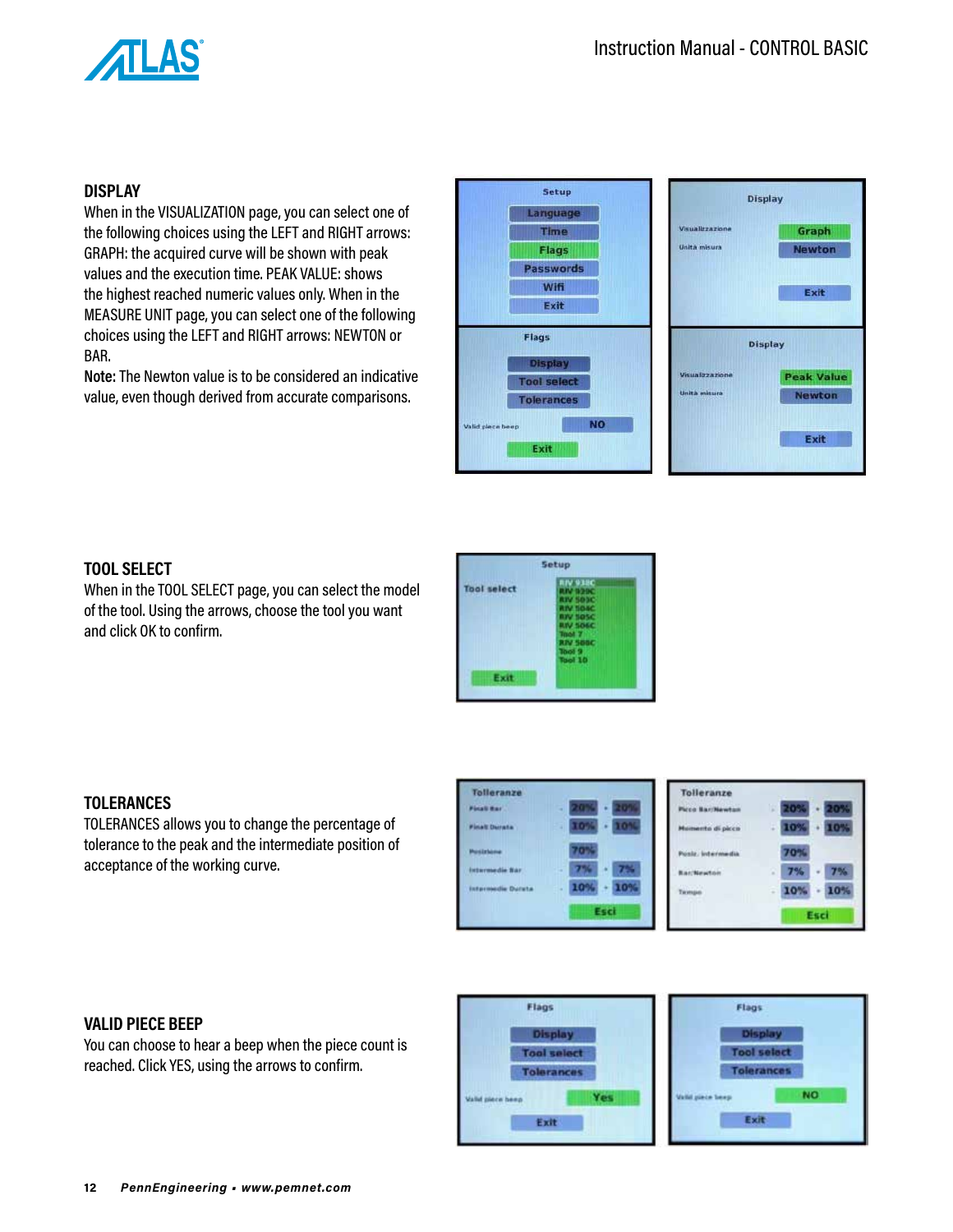## DISPLAY

When in the VISUALIZATION page, you can select one of the following choices using the LEFT and RIGHT arrows: GRAPH: the acquired curve will be shown with peak values and the execution time. PEAK VALUE: shows the highest reached numeric values only. When in the MEASURE UNIT page, you can select one of the following choices using the LEFT and RIGHT arrows: NEWTON or BAR.

**Note:** The Newton value is to be considered an indicative value, even though derived from accurate comparisons.

## TOOL SELECT

When in the TOOL SELECT page, you can select the model of the tool. Using the arrows, choose the tool you want and click OK to confirm.

## TOLERANCES

TOLERANCES allows you to change the percentage of tolerance to the peak and the intermediate position of acceptance of the working curve.

## VALID PIECE BEEP

You can choose to hear a beep when the piece count is reached. Click YES, using the arrows to confirm.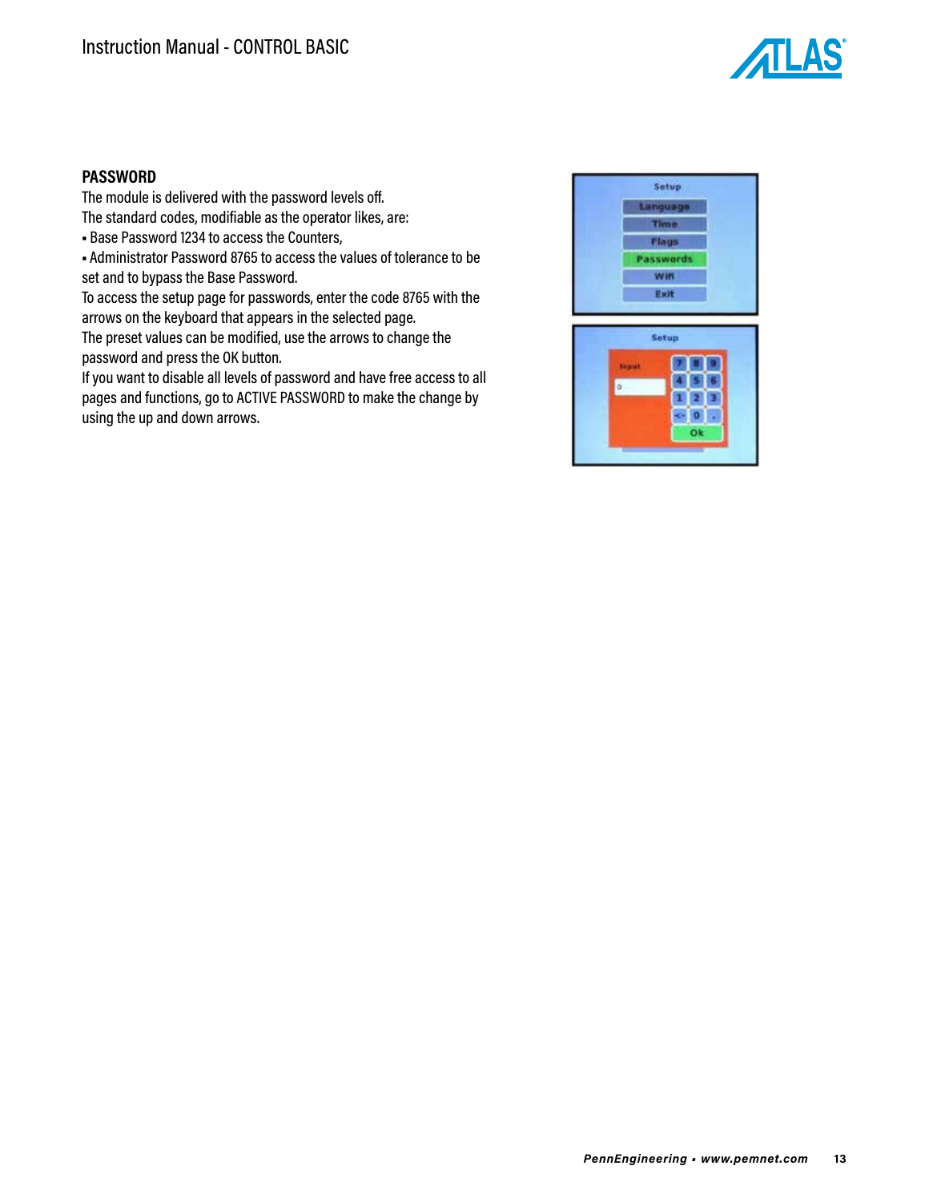## PASSWORD

The module is delivered with the password levels off.
The standard codes, modifiable as the operator likes, are:

- Base Password 1234 to access the Counters,
- Administrator Password 8765 to access the values of tolerance to be set and to bypass the Base Password.

To access the setup page for passwords, enter the code 8765 with the arrows on the keyboard that appears in the selected page.
The preset values can be modified, use the arrows to change the password and press the OK button.
If you want to disable all levels of password and have free access to all pages and functions, go to ACTIVE PASSWORD to make the change by using the up and down arrows.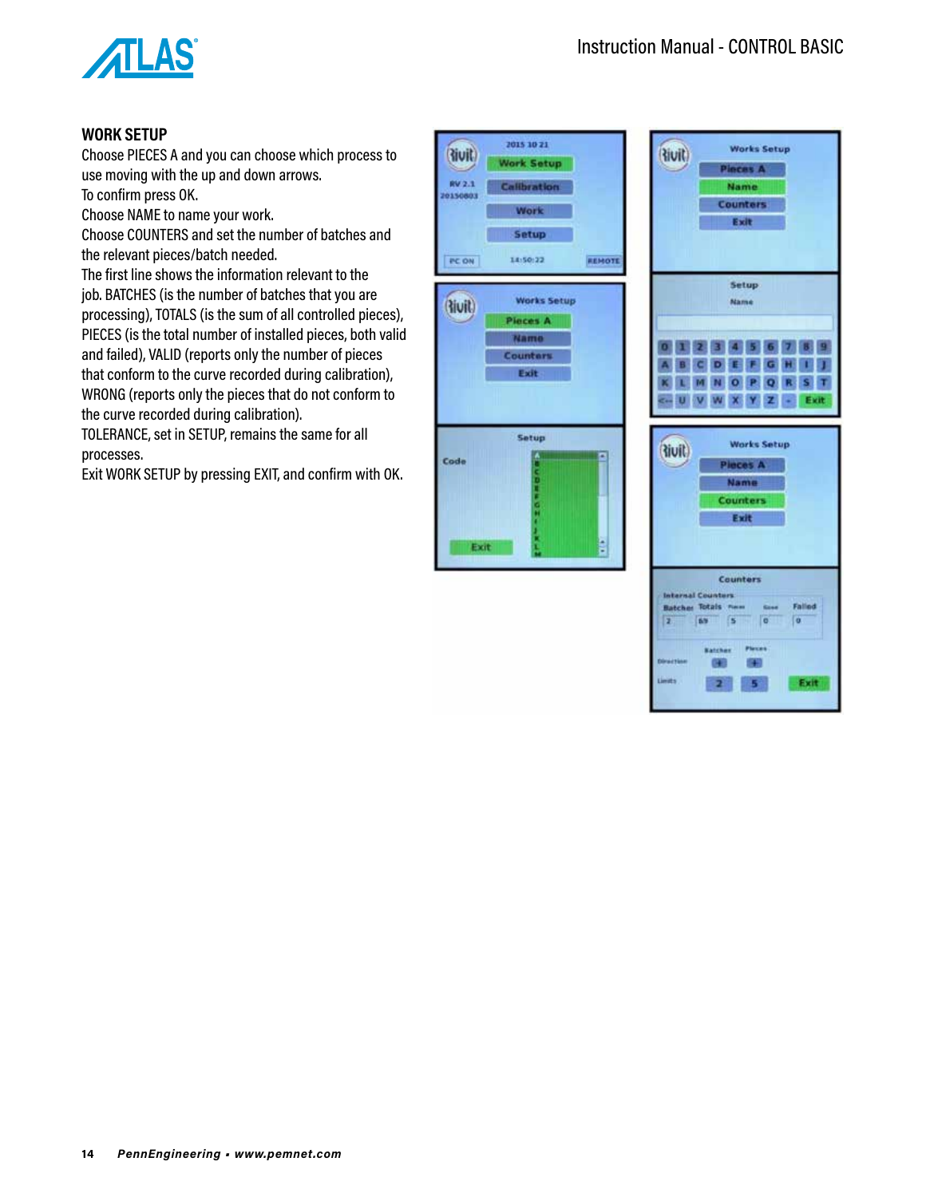## WORK SETUP

Choose PIECES A and you can choose which process to use moving with the up and down arrows.
To confirm press OK.
Choose NAME to name your work.
Choose COUNTERS and set the number of batches and the relevant pieces/batch needed.
The first line shows the information relevant to the job. BATCHES (is the number of batches that you are processing), TOTALS (is the sum of all controlled pieces), PIECES (is the total number of installed pieces, both valid and failed), VALID (reports only the number of pieces that conform to the curve recorded during calibration), WRONG (reports only the pieces that do not conform to the curve recorded during calibration).
TOLERANCE, set in SETUP, remains the same for all processes.
Exit WORK SETUP by pressing EXIT, and confirm with OK.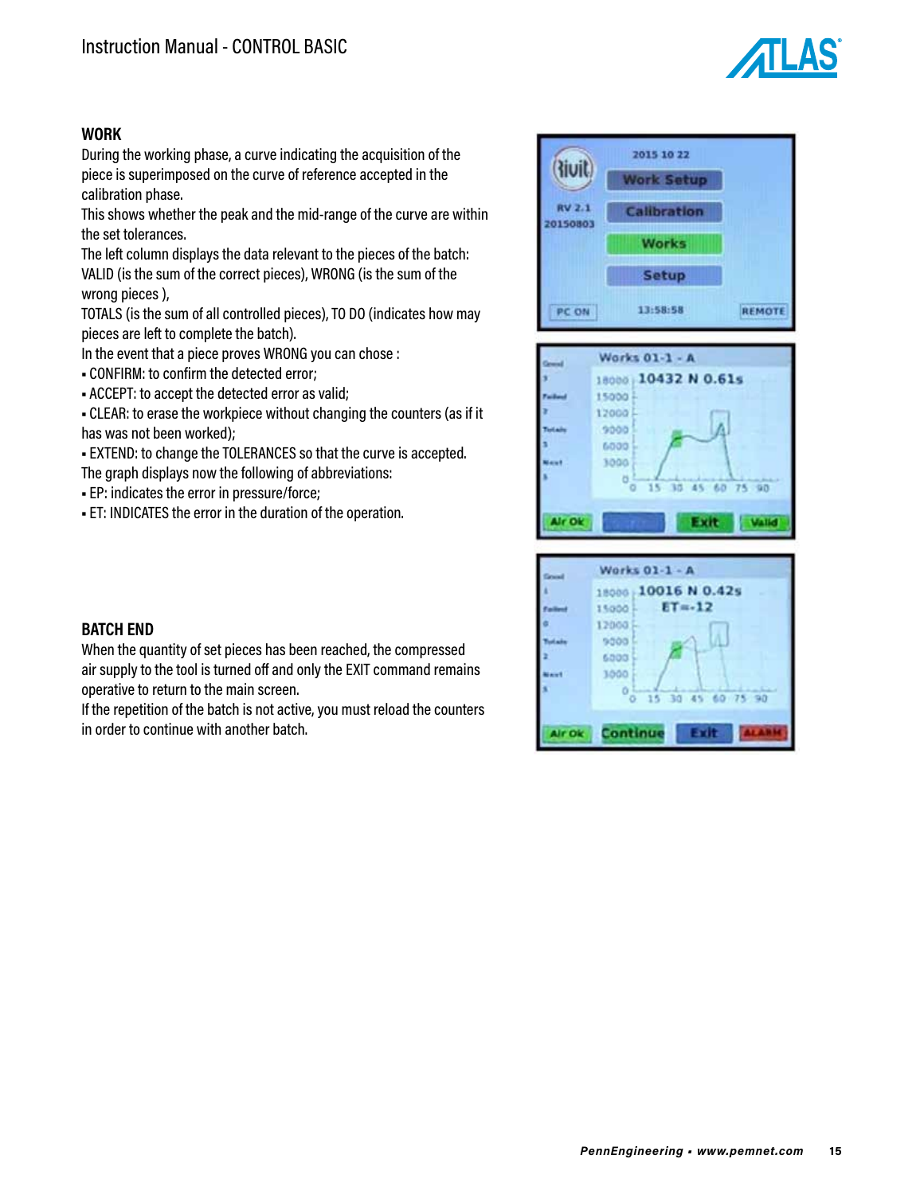## WORK

During the working phase, a curve indicating the acquisition of the piece is superimposed on the curve of reference accepted in the calibration phase.

This shows whether the peak and the mid-range of the curve are within the set tolerances.

The left column displays the data relevant to the pieces of the batch: VALID (is the sum of the correct pieces), WRONG (is the sum of the wrong pieces ),

TOTALS (is the sum of all controlled pieces), TO DO (indicates how may pieces are left to complete the batch).

In the event that a piece proves WRONG you can chose :

- CONFIRM: to confirm the detected error;
- ACCEPT: to accept the detected error as valid;
- CLEAR: to erase the workpiece without changing the counters (as if it has was not been worked);
- EXTEND: to change the TOLERANCES so that the curve is accepted.

The graph displays now the following of abbreviations:

- EP: indicates the error in pressure/force;
- ET: INDICATES the error in the duration of the operation.

## BATCH END

When the quantity of set pieces has been reached, the compressed air supply to the tool is turned off and only the EXIT command remains operative to return to the main screen.

If the repetition of the batch is not active, you must reload the counters in order to continue with another batch.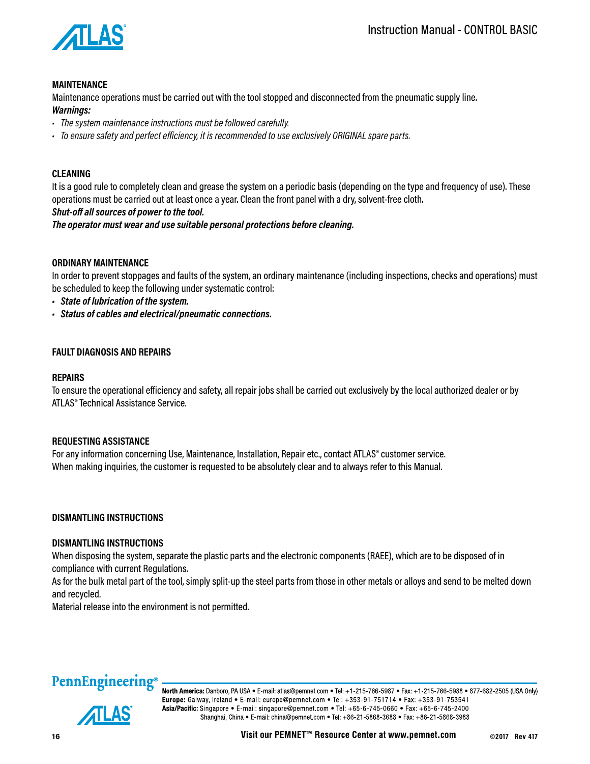## MAINTENANCE

Maintenance operations must be carried out with the tool stopped and disconnected from the pneumatic supply line.

***Warnings:***

- *The system maintenance instructions must be followed carefully.*
- *To ensure safety and perfect efficiency, it is recommended to use exclusively ORIGINAL spare parts.*

## CLEANING

It is a good rule to completely clean and grease the system on a periodic basis (depending on the type and frequency of use). These operations must be carried out at least once a year. Clean the front panel with a dry, solvent-free cloth.

***Shut-off all sources of power to the tool.***

***The operator must wear and use suitable personal protections before cleaning.***

## ORDINARY MAINTENANCE

In order to prevent stoppages and faults of the system, an ordinary maintenance (including inspections, checks and operations) must be scheduled to keep the following under systematic control:

- ***State of lubrication of the system.***
- ***Status of cables and electrical/pneumatic connections.***

## FAULT DIAGNOSIS AND REPAIRS

### REPAIRS

To ensure the operational efficiency and safety, all repair jobs shall be carried out exclusively by the local authorized dealer or by ATLAS® Technical Assistance Service.

### REQUESTING ASSISTANCE

For any information concerning Use, Maintenance, Installation, Repair etc., contact ATLAS® customer service.

When making inquiries, the customer is requested to be absolutely clear and to always refer to this Manual.

## DISMANTLING INSTRUCTIONS

### DISMANTLING INSTRUCTIONS

When disposing the system, separate the plastic parts and the electronic components (RAEE), which are to be disposed of in compliance with current Regulations.

As for the bulk metal part of the tool, simply split-up the steel parts from those in other metals or alloys and send to be melted down and recycled.

Material release into the environment is not permitted.

**North America:** Danboro, PA USA • E-mail: atlas@pemnet.com • Tel: +1-215-766-5987 • Fax: +1-215-766-5988 • 877-682-2505 (USA Only)
**Europe:** Galway, Ireland • E-mail: europe@pemnet.com • Tel: +353-91-751714 • Fax: +353-91-753541
**Asia/Pacific:** Singapore • E-mail: singapore@pemnet.com • Tel: +65-6-745-0660 • Fax: +65-6-745-2400
Shanghai, China • E-mail: china@pemnet.com • Tel: +86-21-5868-3688 • Fax: +86-21-5868-3988

**Visit our PEMNET™ Resource Center at www.pemnet.com**

©2017 Rev 417